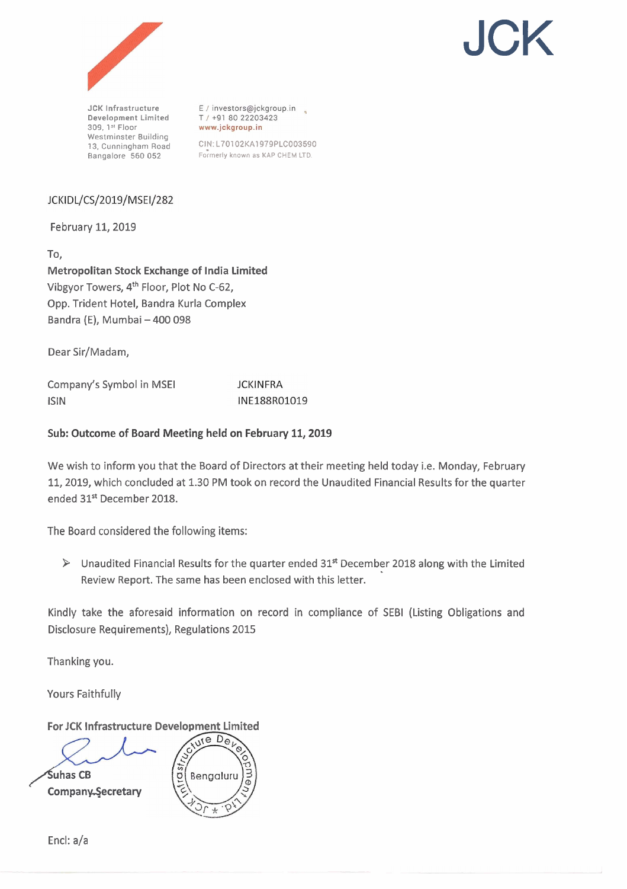# JCK

JCK Infrastructure Development Limited
309, 1st Floor
Westminster Building
13, Cunningham Road
Bangalore 560 052

E / investors@jckgroup.in
T / +91 80 22203423
www.jckgroup.in

CIN: L70102KA1979PLC003590
Formerly known as KAP CHEM LTD.

JCKIDL/CS/2019/MSEI/282

February 11, 2019

To,
**Metropolitan Stock Exchange of India Limited**
Vibgyor Towers, 4th Floor, Plot No C-62,
Opp. Trident Hotel, Bandra Kurla Complex
Bandra (E), Mumbai – 400 098

Dear Sir/Madam,

| Company's Symbol in MSEI | JCKINFRA |
|---|---|
| ISIN | INE188R01019 |

**Sub: Outcome of Board Meeting held on February 11, 2019**

We wish to inform you that the Board of Directors at their meeting held today i.e. Monday, February 11, 2019, which concluded at 1.30 PM took on record the Unaudited Financial Results for the quarter ended 31st December 2018.

The Board considered the following items:

- Unaudited Financial Results for the quarter ended 31st December 2018 along with the Limited Review Report. The same has been enclosed with this letter.

Kindly take the aforesaid information on record in compliance of SEBI (Listing Obligations and Disclosure Requirements), Regulations 2015

Thanking you.

Yours Faithfully

**For JCK Infrastructure Development Limited**

**Suhas CB**
**Company Secretary**

Encl: a/a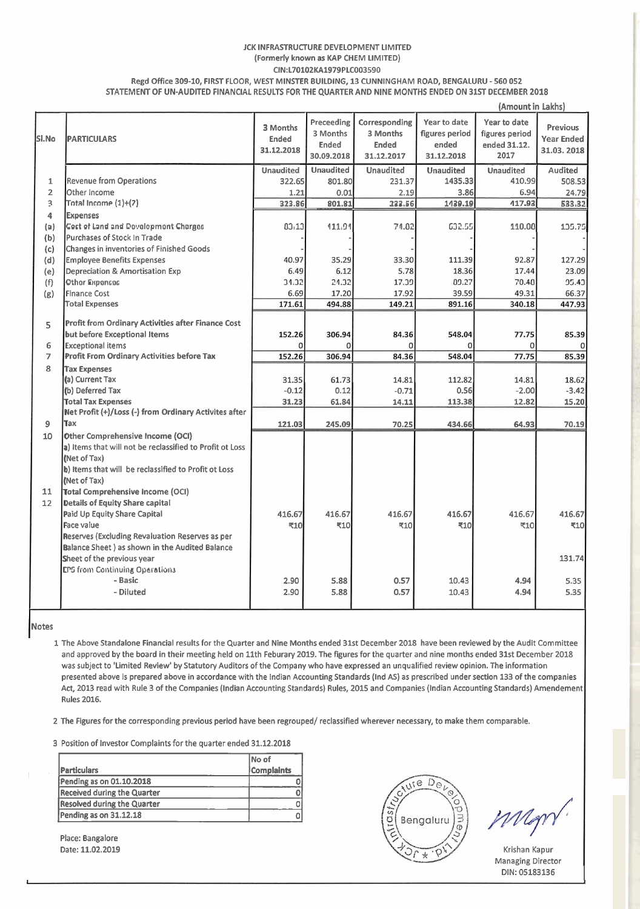JCK INFRASTRUCTURE DEVELOPMENT LIMITED
(Formerly known as KAP CHEM LIMITED)
CIN:L70102KA1979PLC003590
Regd Office 309-10, FIRST FLOOR, WEST MINSTER BUILDING, 13 CUNNINGHAM ROAD, BENGALURU - 560 052
STATEMENT OF UN-AUDITED FINANCIAL RESULTS FOR THE QUARTER AND NINE MONTHS ENDED ON 31ST DECEMBER 2018

(Amount in Lakhs)

| Sl.No | PARTICULARS | 3 Months Ended 31.12.2018 | Preceeding 3 Months Ended 30.09.2018 | Corresponding 3 Months Ended 31.12.2017 | Year to date figures period ended 31.12.2018 | Year to date figures period ended 31.12. 2017 | Previous Year Ended 31.03. 2018 |
|---|---|---|---|---|---|---|---|
| | | Unaudited | Unaudited | Unaudited | Unaudited | Unaudited | Audited |
| 1 | Revenue from Operations | 322.65 | 801.80 | 231.37 | 1435.33 | 410.99 | 508.53 |
| 2 | Other Income | 1.21 | 0.01 | 2.19 | 3.86 | 6.94 | 24.79 |
| 3 | Total Income (1)+(2) | 323.86 | 801.81 | 233.56 | 1439.19 | 417.93 | 533.32 |
| 4 | Expenses | | | | | | |
| (a) | Cost of Land and Development Charges | 83.13 | 411.91 | 74.02 | 632.55 | 110.00 | 135.75 |
| (b) | Purchases of Stock in Trade | - | - | - | - | - | - |
| (c) | Changes in inventories of Finished Goods | - | - | - | - | - | - |
| (d) | Employee Benefits Expenses | 40.97 | 35.29 | 33.30 | 111.39 | 92.87 | 127.29 |
| (e) | Depreciation & Amortisation Exp | 6.49 | 6.12 | 5.78 | 18.36 | 17.44 | 23.09 |
| (f) | Other Expenses | 34.32 | 24.32 | 17.39 | 89.27 | 70.40 | 95.43 |
| (g) | Finance Cost | 6.69 | 17.20 | 17.92 | 39.59 | 49.31 | 66.37 |
| | Total Expenses | 171.61 | 494.88 | 149.21 | 891.16 | 340.18 | 447.93 |
| 5 | Profit from Ordinary Activities after Finance Cost but before Exceptional Items | 152.26 | 306.94 | 84.36 | 548.04 | 77.75 | 85.39 |
| 6 | Exceptional items | 0 | 0 | 0 | 0 | 0 | 0 |
| 7 | Profit From Ordinary Activities before Tax | 152.26 | 306.94 | 84.36 | 548.04 | 77.75 | 85.39 |
| 8 | Tax Expenses | | | | | | |
| | (a) Current Tax | 31.35 | 61.73 | 14.81 | 112.82 | 14.81 | 18.62 |
| | (b) Deferred Tax | -0.12 | 0.12 | -0.71 | 0.56 | -2.00 | -3.42 |
| | Total Tax Expenses | 31.23 | 61.84 | 14.11 | 113.38 | 12.82 | 15.20 |
| 9 | Net Profit (+)/Loss (-) from Ordinary Activites after Tax | 121.03 | 245.09 | 70.25 | 434.66 | 64.93 | 70.19 |
| 10 | Other Comprehensive Income (OCI) | | | | | | |
| | a) Items that will not be reclassified to Profit ot Loss (Net of Tax) | | | | | | |
| | b) Items that will be reclassified to Profit ot Loss (Net of Tax) | | | | | | |
| 11 | Total Comprehensive Income (OCI) | | | | | | |
| 12 | Details of Equity Share capital | | | | | | |
| | Paid Up Equity Share Capital | 416.67 | 416.67 | 416.67 | 416.67 | 416.67 | 416.67 |
| | Face value | ₹10 | ₹10 | ₹10 | ₹10 | ₹10 | ₹10 |
| | Reserves (Excluding Revaluation Reserves as per Balance Sheet ) as shown in the Audited Balance Sheet of the previous year | | | | | | 131.74 |
| | EPS from Continuing Operations | | | | | | |
| | - Basic | 2.90 | 5.88 | 0.57 | 10.43 | 4.94 | 5.35 |
| | - Diluted | 2.90 | 5.88 | 0.57 | 10.43 | 4.94 | 5.35 |

Notes

1. The Above Standalone Financial results for the Quarter and Nine Months ended 31st December 2018 have been reviewed by the Audit Committee and approved by the board in their meeting held on 11th Feburary 2019. The figures for the quarter and nine months ended 31st December 2018 was subject to 'Limited Review' by Statutory Auditors of the Company who have expressed an unqualified review opinion. The information presented above is prepared above in accordance with the Indian Accounting Standards (Ind AS) as prescribed under section 133 of the companies Act, 2013 read with Rule 3 of the Companies (Indian Accounting Standards) Rules, 2015 and Companies (Indian Accounting Standards) Amendement Rules 2016.

2. The Figures for the corresponding previous period have been regrouped/ reclassified wherever necessary, to make them comparable.

3. Position of Investor Complaints for the quarter ended 31.12.2018

| Particulars | No of Complaints |
|---|---|
| Pending as on 01.10.2018 | 0 |
| Received during the Quarter | 0 |
| Resolved during the Quarter | 0 |
| Pending as on 31.12.18 | 0 |

Place: Bangalore
Date: 11.02.2019

Krishan Kapur
Managing Director
DIN: 05183136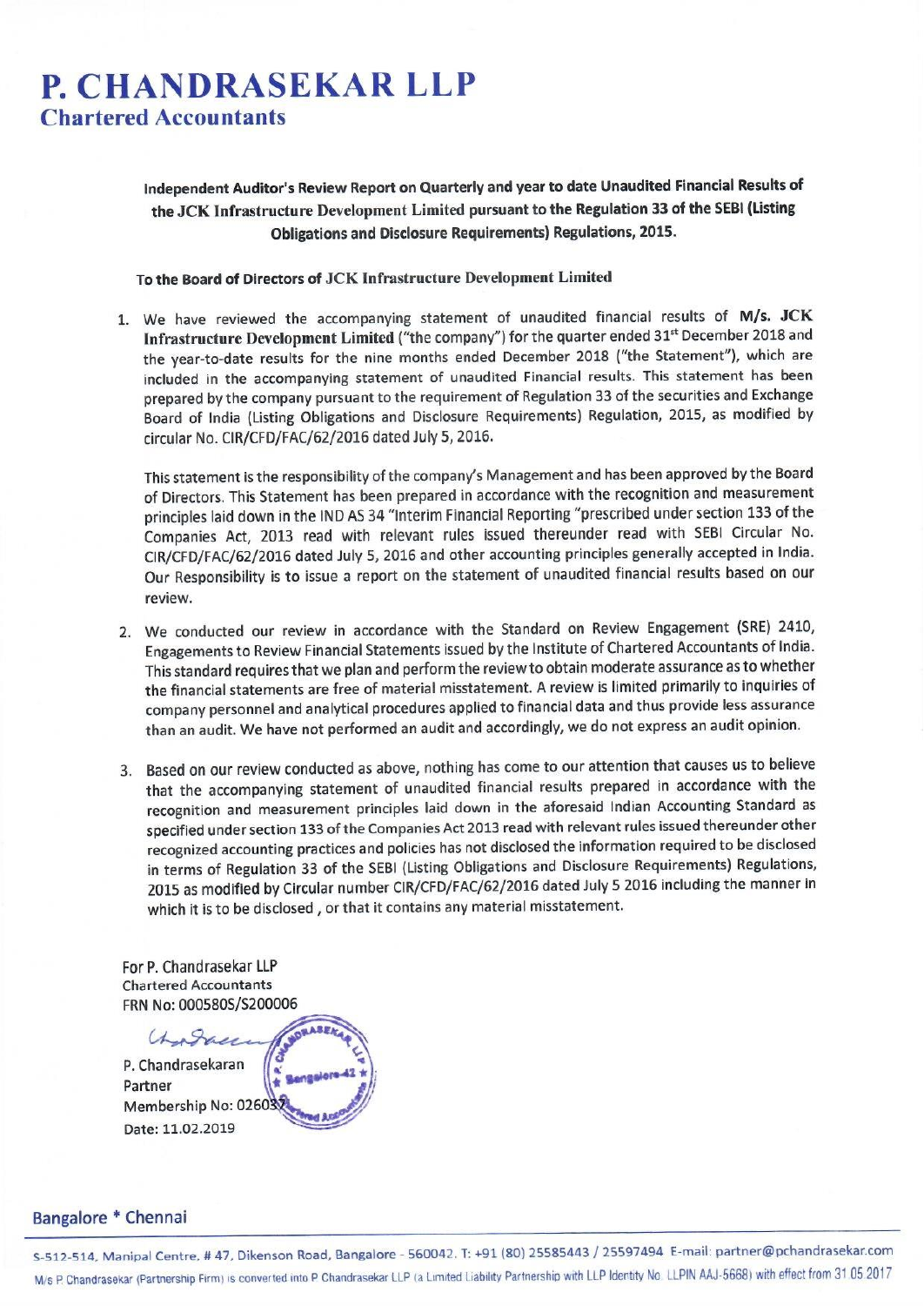# P. CHANDRASEKAR LLP
## Chartered Accountants

**Independent Auditor's Review Report on Quarterly and year to date Unaudited Financial Results of the JCK Infrastructure Development Limited pursuant to the Regulation 33 of the SEBI (Listing Obligations and Disclosure Requirements) Regulations, 2015.**

**To the Board of Directors of JCK Infrastructure Development Limited**

1. We have reviewed the accompanying statement of unaudited financial results of **M/s. JCK Infrastructure Development Limited** ("the company") for the quarter ended 31st December 2018 and the year-to-date results for the nine months ended December 2018 ("the Statement"), which are included in the accompanying statement of unaudited Financial results. This statement has been prepared by the company pursuant to the requirement of Regulation 33 of the securities and Exchange Board of India (Listing Obligations and Disclosure Requirements) Regulation, 2015, as modified by circular No. CIR/CFD/FAC/62/2016 dated July 5, 2016.

   This statement is the responsibility of the company's Management and has been approved by the Board of Directors. This Statement has been prepared in accordance with the recognition and measurement principles laid down in the IND AS 34 "Interim Financial Reporting "prescribed under section 133 of the Companies Act, 2013 read with relevant rules issued thereunder read with SEBI Circular No. CIR/CFD/FAC/62/2016 dated July 5, 2016 and other accounting principles generally accepted in India. Our Responsibility is to issue a report on the statement of unaudited financial results based on our review.

2. We conducted our review in accordance with the Standard on Review Engagement (SRE) 2410, Engagements to Review Financial Statements issued by the Institute of Chartered Accountants of India. This standard requires that we plan and perform the review to obtain moderate assurance as to whether the financial statements are free of material misstatement. A review is limited primarily to inquiries of company personnel and analytical procedures applied to financial data and thus provide less assurance than an audit. We have not performed an audit and accordingly, we do not express an audit opinion.

3. Based on our review conducted as above, nothing has come to our attention that causes us to believe that the accompanying statement of unaudited financial results prepared in accordance with the recognition and measurement principles laid down in the aforesaid Indian Accounting Standard as specified under section 133 of the Companies Act 2013 read with relevant rules issued thereunder other recognized accounting practices and policies has not disclosed the information required to be disclosed in terms of Regulation 33 of the SEBI (Listing Obligations and Disclosure Requirements) Regulations, 2015 as modified by Circular number CIR/CFD/FAC/62/2016 dated July 5 2016 including the manner in which it is to be disclosed , or that it contains any material misstatement.

For P. Chandrasekar LLP
Chartered Accountants
FRN No: 000580S/S200006

P. Chandrasekaran
Partner
Membership No: 026037
Date: 11.02.2019

Bangalore * Chennai

S-512-514, Manipal Centre, # 47, Dikenson Road, Bangalore - 560042. T: +91 (80) 25585443 / 25597494 E-mail: partner@pchandrasekar.com
M/s P. Chandrasekar (Partnership Firm) is converted into P Chandrasekar LLP (a Limited Liability Partnership with LLP Identity No. LLPIN AAJ-5668) with effect from 31.05.2017